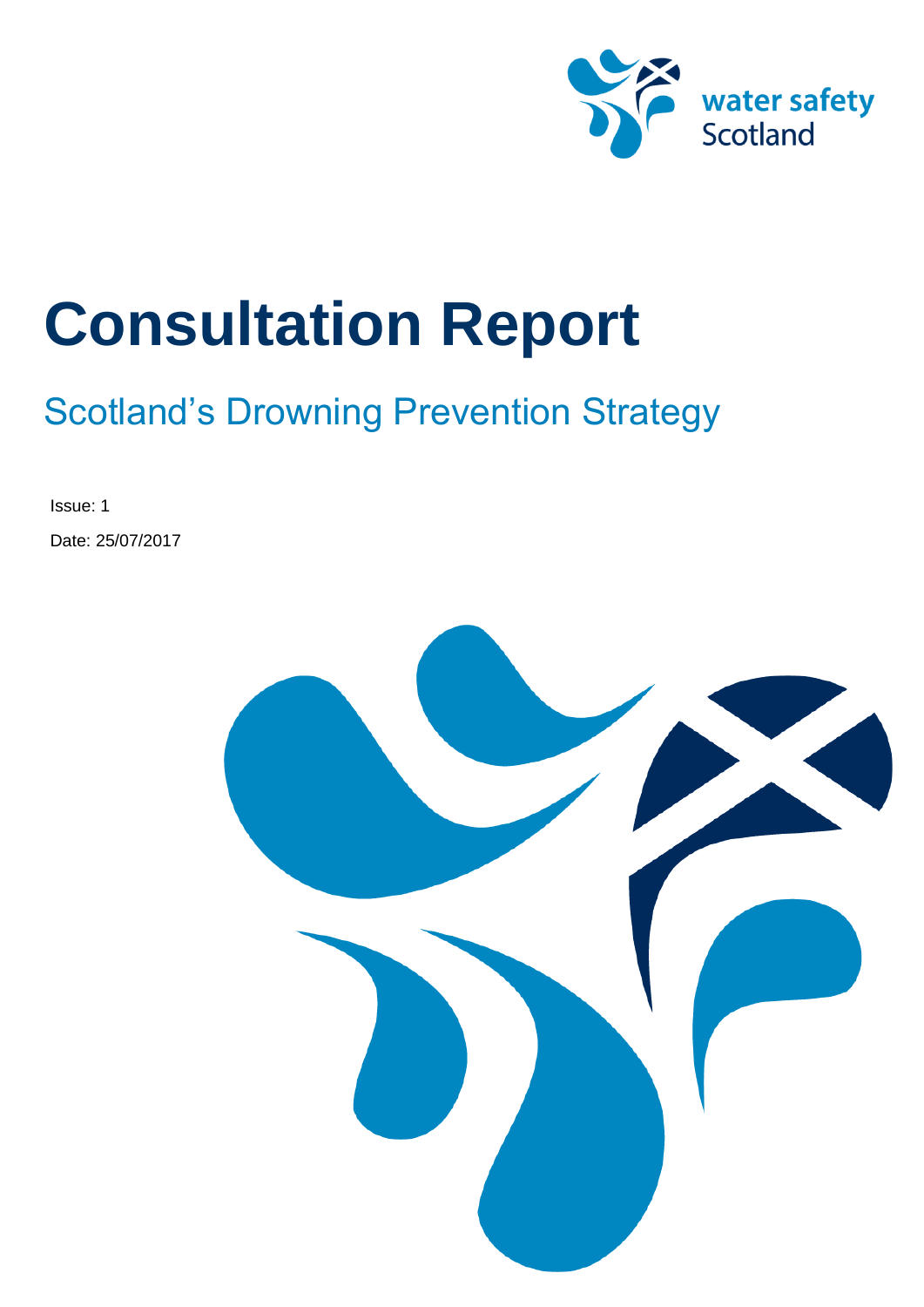water safety Scotland

# Consultation Report

## Scotland's Drowning Prevention Strategy

Issue: 1

Date: 25/07/2017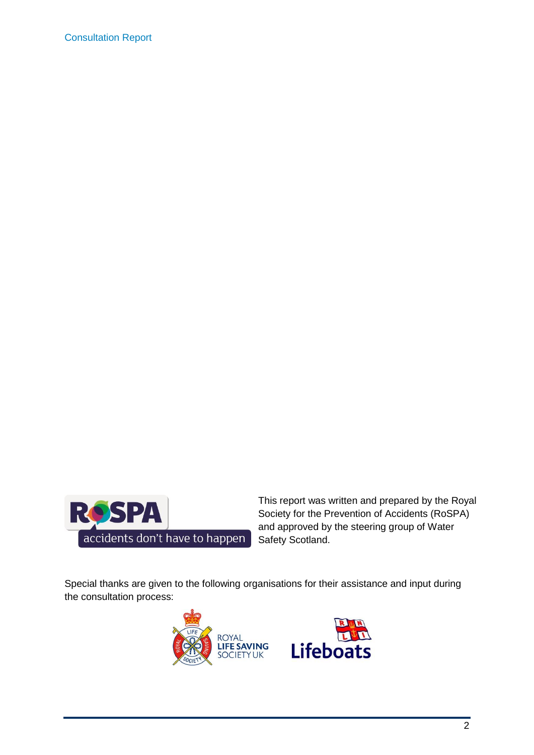This report was written and prepared by the Royal Society for the Prevention of Accidents (RoSPA) and approved by the steering group of Water Safety Scotland.

Special thanks are given to the following organisations for their assistance and input during the consultation process: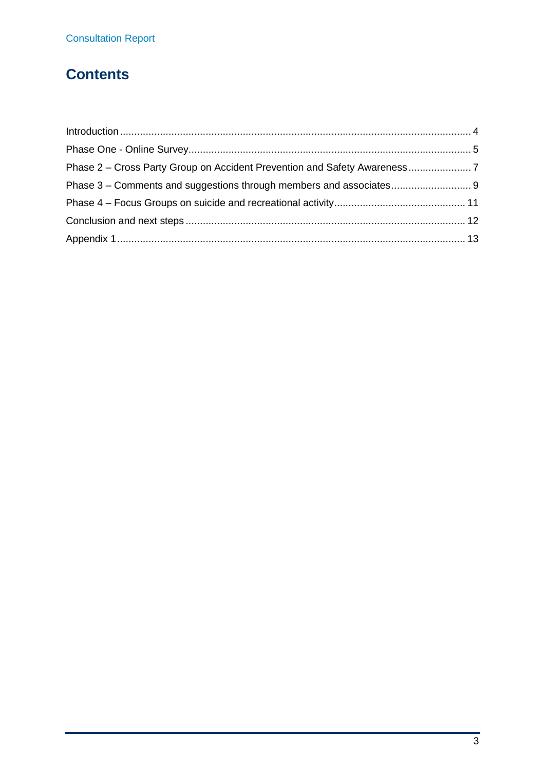## Contents

Introduction .......... 4

Phase One - Online Survey .......... 5

Phase 2 – Cross Party Group on Accident Prevention and Safety Awareness .......... 7

Phase 3 – Comments and suggestions through members and associates .......... 9

Phase 4 – Focus Groups on suicide and recreational activity .......... 11

Conclusion and next steps .......... 12

Appendix 1 .......... 13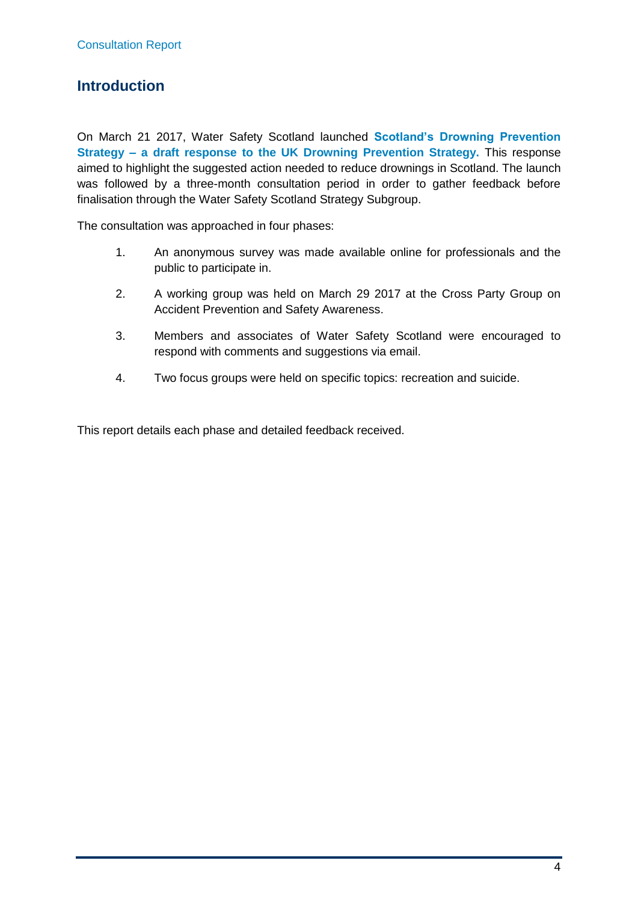## Introduction

On March 21 2017, Water Safety Scotland launched **Scotland's Drowning Prevention Strategy – a draft response to the UK Drowning Prevention Strategy.** This response aimed to highlight the suggested action needed to reduce drownings in Scotland. The launch was followed by a three-month consultation period in order to gather feedback before finalisation through the Water Safety Scotland Strategy Subgroup.

The consultation was approached in four phases:

1. An anonymous survey was made available online for professionals and the public to participate in.
2. A working group was held on March 29 2017 at the Cross Party Group on Accident Prevention and Safety Awareness.
3. Members and associates of Water Safety Scotland were encouraged to respond with comments and suggestions via email.
4. Two focus groups were held on specific topics: recreation and suicide.

This report details each phase and detailed feedback received.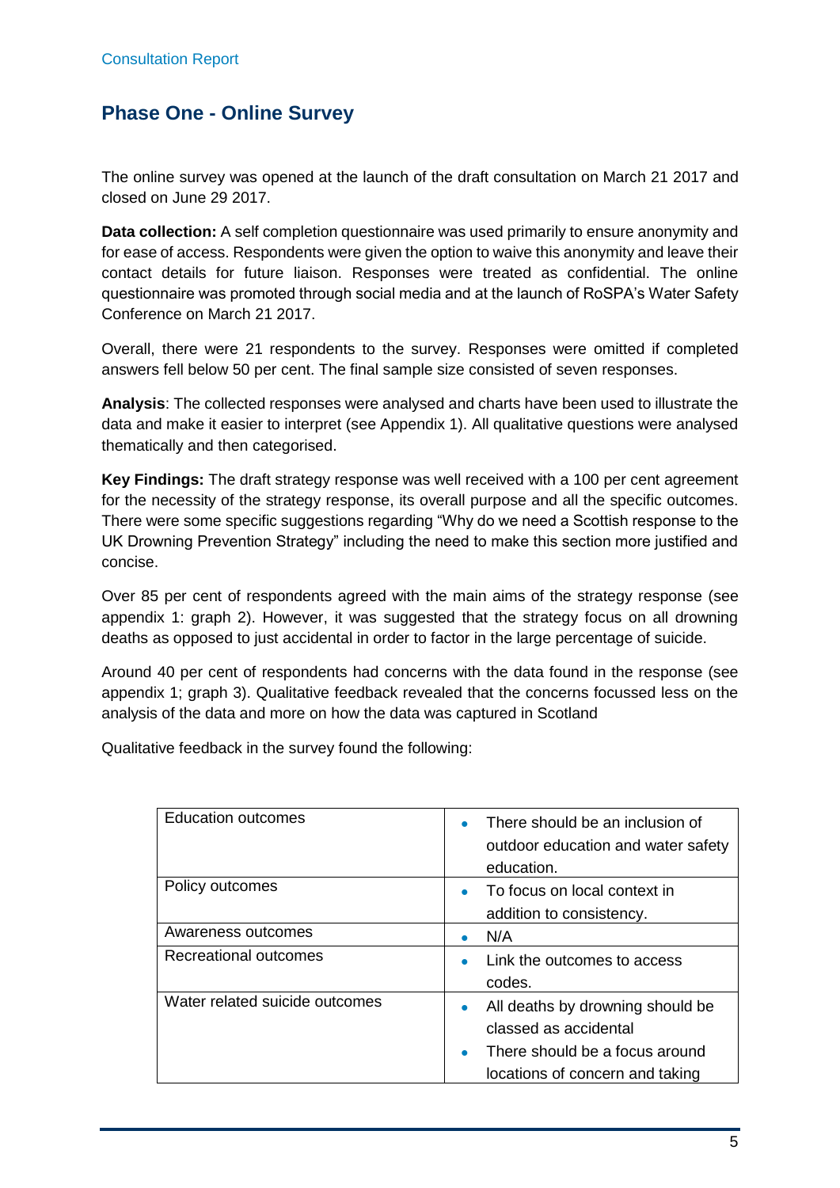## Phase One - Online Survey

The online survey was opened at the launch of the draft consultation on March 21 2017 and closed on June 29 2017.

**Data collection:** A self completion questionnaire was used primarily to ensure anonymity and for ease of access. Respondents were given the option to waive this anonymity and leave their contact details for future liaison. Responses were treated as confidential. The online questionnaire was promoted through social media and at the launch of RoSPA's Water Safety Conference on March 21 2017.

Overall, there were 21 respondents to the survey. Responses were omitted if completed answers fell below 50 per cent. The final sample size consisted of seven responses.

**Analysis**: The collected responses were analysed and charts have been used to illustrate the data and make it easier to interpret (see Appendix 1). All qualitative questions were analysed thematically and then categorised.

**Key Findings:** The draft strategy response was well received with a 100 per cent agreement for the necessity of the strategy response, its overall purpose and all the specific outcomes. There were some specific suggestions regarding "Why do we need a Scottish response to the UK Drowning Prevention Strategy" including the need to make this section more justified and concise.

Over 85 per cent of respondents agreed with the main aims of the strategy response (see appendix 1: graph 2). However, it was suggested that the strategy focus on all drowning deaths as opposed to just accidental in order to factor in the large percentage of suicide.

Around 40 per cent of respondents had concerns with the data found in the response (see appendix 1; graph 3). Qualitative feedback revealed that the concerns focussed less on the analysis of the data and more on how the data was captured in Scotland

Qualitative feedback in the survey found the following:

| | |
|---|---|
| Education outcomes | • There should be an inclusion of outdoor education and water safety education. |
| Policy outcomes | • To focus on local context in addition to consistency. |
| Awareness outcomes | • N/A |
| Recreational outcomes | • Link the outcomes to access codes. |
| Water related suicide outcomes | • All deaths by drowning should be classed as accidental<br>• There should be a focus around locations of concern and taking |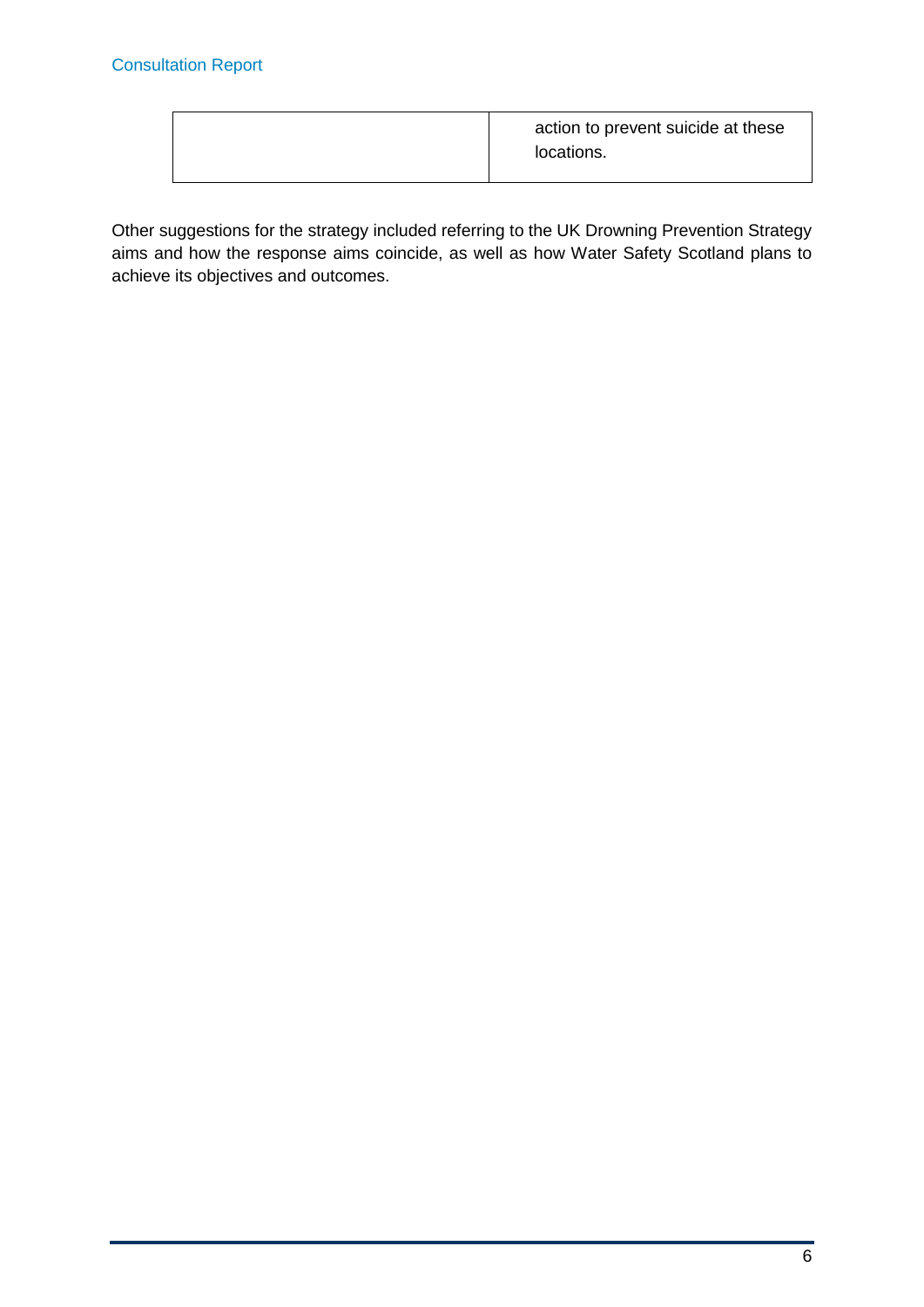|  | action to prevent suicide at these locations. |
| --- | --- |

Other suggestions for the strategy included referring to the UK Drowning Prevention Strategy aims and how the response aims coincide, as well as how Water Safety Scotland plans to achieve its objectives and outcomes.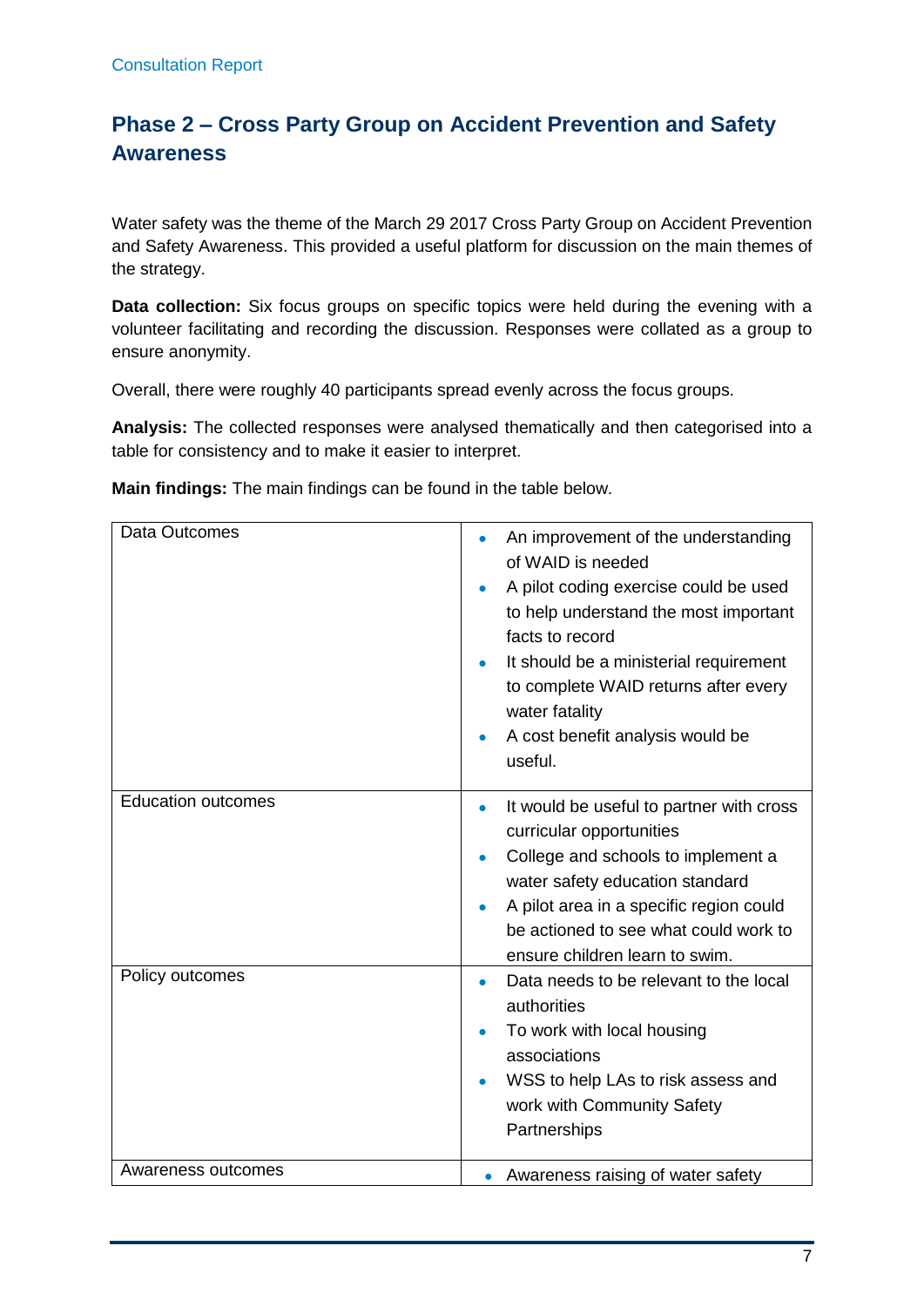## Phase 2 – Cross Party Group on Accident Prevention and Safety Awareness

Water safety was the theme of the March 29 2017 Cross Party Group on Accident Prevention and Safety Awareness. This provided a useful platform for discussion on the main themes of the strategy.

**Data collection:** Six focus groups on specific topics were held during the evening with a volunteer facilitating and recording the discussion. Responses were collated as a group to ensure anonymity.

Overall, there were roughly 40 participants spread evenly across the focus groups.

**Analysis:** The collected responses were analysed thematically and then categorised into a table for consistency and to make it easier to interpret.

**Main findings:** The main findings can be found in the table below.

| | |
|---|---|
| Data Outcomes | • An improvement of the understanding of WAID is needed<br>• A pilot coding exercise could be used to help understand the most important facts to record<br>• It should be a ministerial requirement to complete WAID returns after every water fatality<br>• A cost benefit analysis would be useful. |
| Education outcomes | • It would be useful to partner with cross curricular opportunities<br>• College and schools to implement a water safety education standard<br>• A pilot area in a specific region could be actioned to see what could work to ensure children learn to swim. |
| Policy outcomes | • Data needs to be relevant to the local authorities<br>• To work with local housing associations<br>• WSS to help LAs to risk assess and work with Community Safety Partnerships |
| Awareness outcomes | • Awareness raising of water safety |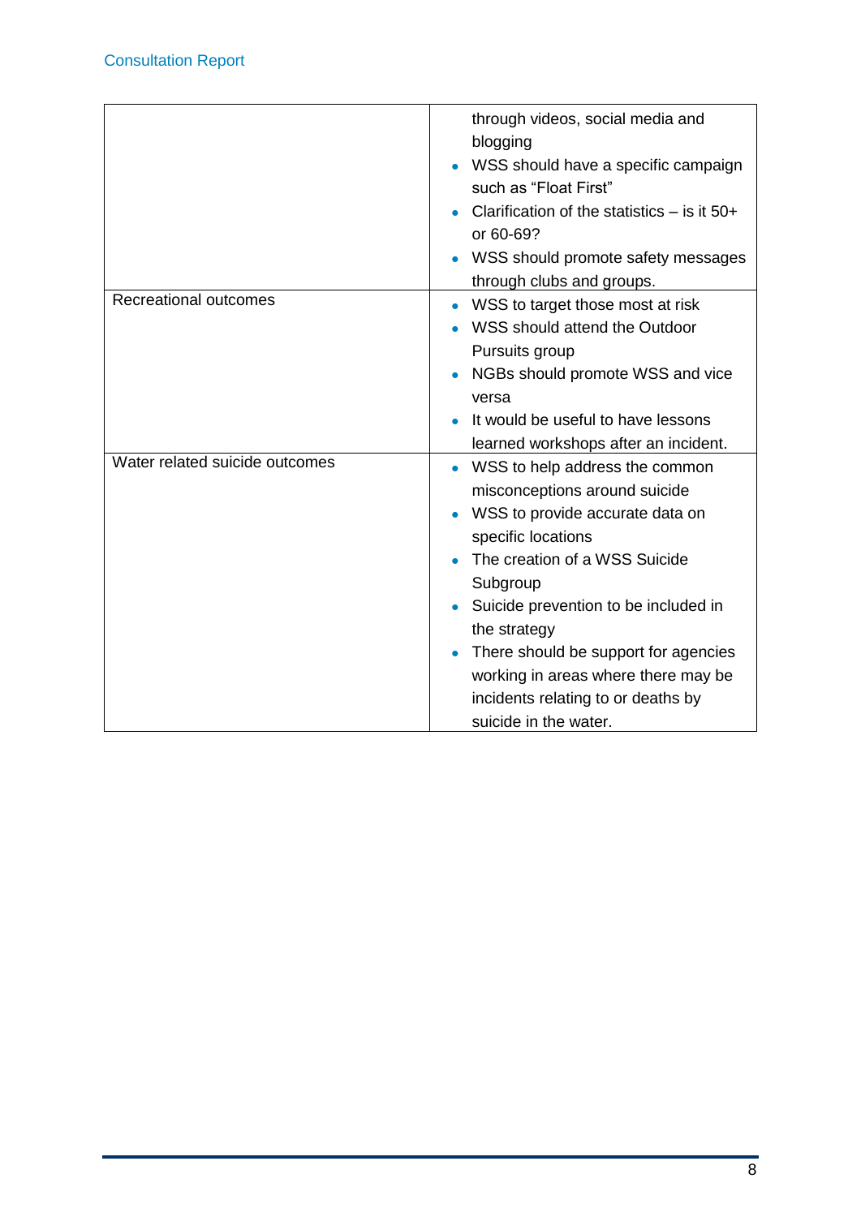| | |
|---|---|
| | through videos, social media and blogging<br>• WSS should have a specific campaign such as "Float First"<br>• Clarification of the statistics – is it 50+ or 60-69?<br>• WSS should promote safety messages through clubs and groups. |
| Recreational outcomes | • WSS to target those most at risk<br>• WSS should attend the Outdoor Pursuits group<br>• NGBs should promote WSS and vice versa<br>• It would be useful to have lessons learned workshops after an incident. |
| Water related suicide outcomes | • WSS to help address the common misconceptions around suicide<br>• WSS to provide accurate data on specific locations<br>• The creation of a WSS Suicide Subgroup<br>• Suicide prevention to be included in the strategy<br>• There should be support for agencies working in areas where there may be incidents relating to or deaths by suicide in the water. |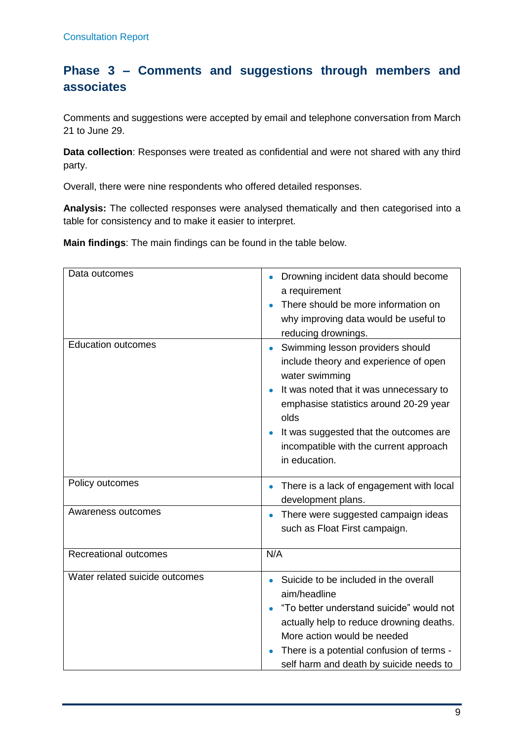## Phase 3 – Comments and suggestions through members and associates

Comments and suggestions were accepted by email and telephone conversation from March 21 to June 29.

**Data collection**: Responses were treated as confidential and were not shared with any third party.

Overall, there were nine respondents who offered detailed responses.

**Analysis:** The collected responses were analysed thematically and then categorised into a table for consistency and to make it easier to interpret.

**Main findings**: The main findings can be found in the table below.

| | |
|---|---|
| Data outcomes | • Drowning incident data should become a requirement<br>• There should be more information on why improving data would be useful to reducing drownings. |
| Education outcomes | • Swimming lesson providers should include theory and experience of open water swimming<br>• It was noted that it was unnecessary to emphasise statistics around 20-29 year olds<br>• It was suggested that the outcomes are incompatible with the current approach in education. |
| Policy outcomes | • There is a lack of engagement with local development plans. |
| Awareness outcomes | • There were suggested campaign ideas such as Float First campaign. |
| Recreational outcomes | N/A |
| Water related suicide outcomes | • Suicide to be included in the overall aim/headline<br>• "To better understand suicide" would not actually help to reduce drowning deaths. More action would be needed<br>• There is a potential confusion of terms - self harm and death by suicide needs to |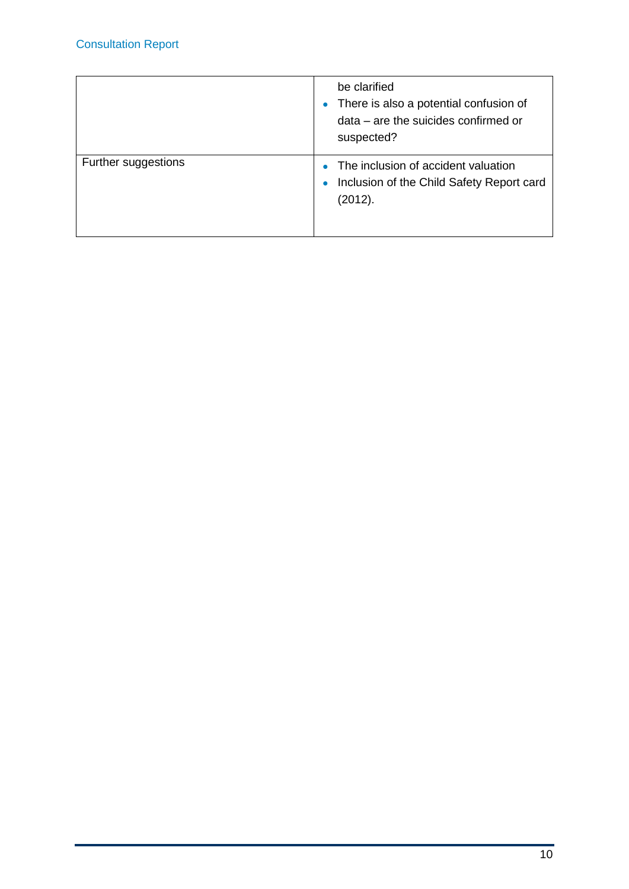|  |  |
|---|---|
|  | be clarified<br>• There is also a potential confusion of data – are the suicides confirmed or suspected? |
| Further suggestions | • The inclusion of accident valuation<br>• Inclusion of the Child Safety Report card (2012). |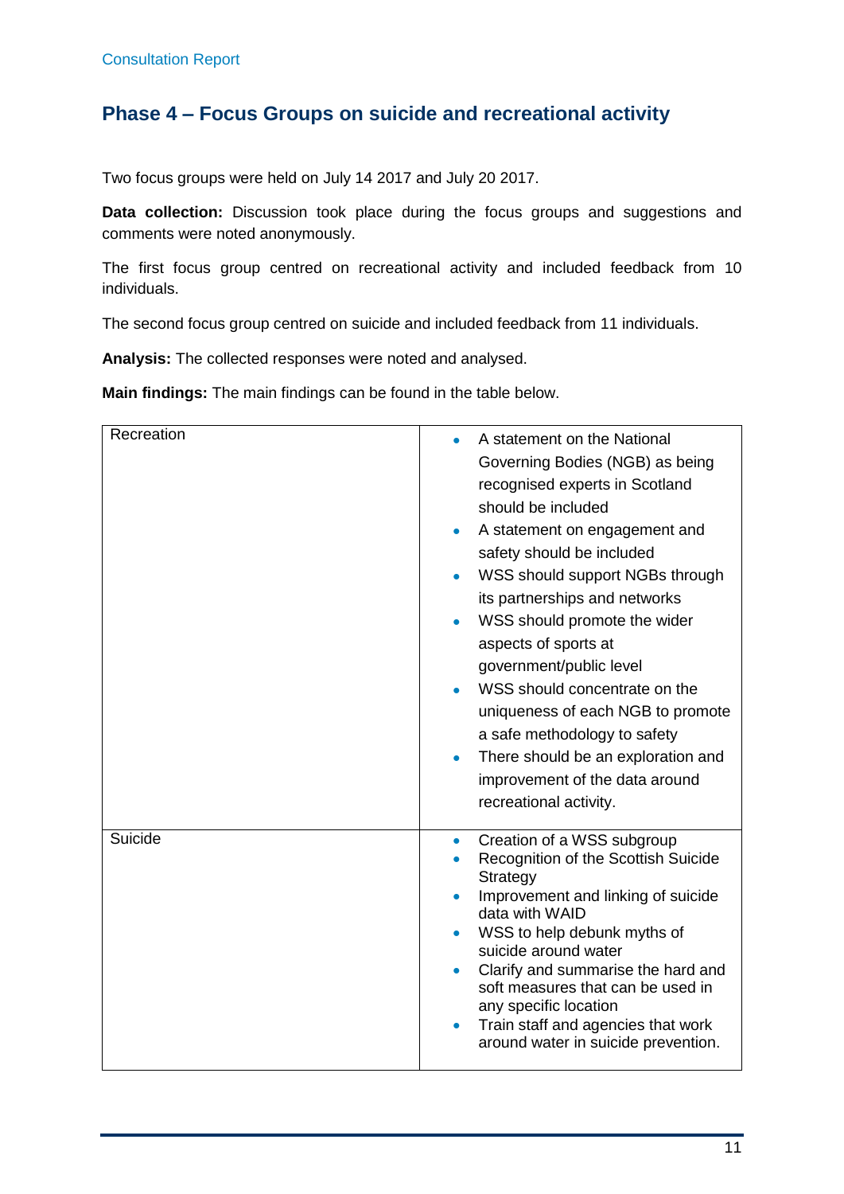## Phase 4 – Focus Groups on suicide and recreational activity

Two focus groups were held on July 14 2017 and July 20 2017.

**Data collection:** Discussion took place during the focus groups and suggestions and comments were noted anonymously.

The first focus group centred on recreational activity and included feedback from 10 individuals.

The second focus group centred on suicide and included feedback from 11 individuals.

**Analysis:** The collected responses were noted and analysed.

**Main findings:** The main findings can be found in the table below.

| | |
|---|---|
| Recreation | • A statement on the National Governing Bodies (NGB) as being recognised experts in Scotland should be included<br>• A statement on engagement and safety should be included<br>• WSS should support NGBs through its partnerships and networks<br>• WSS should promote the wider aspects of sports at government/public level<br>• WSS should concentrate on the uniqueness of each NGB to promote a safe methodology to safety<br>• There should be an exploration and improvement of the data around recreational activity. |
| Suicide | • Creation of a WSS subgroup<br>• Recognition of the Scottish Suicide Strategy<br>• Improvement and linking of suicide data with WAID<br>• WSS to help debunk myths of suicide around water<br>• Clarify and summarise the hard and soft measures that can be used in any specific location<br>• Train staff and agencies that work around water in suicide prevention. |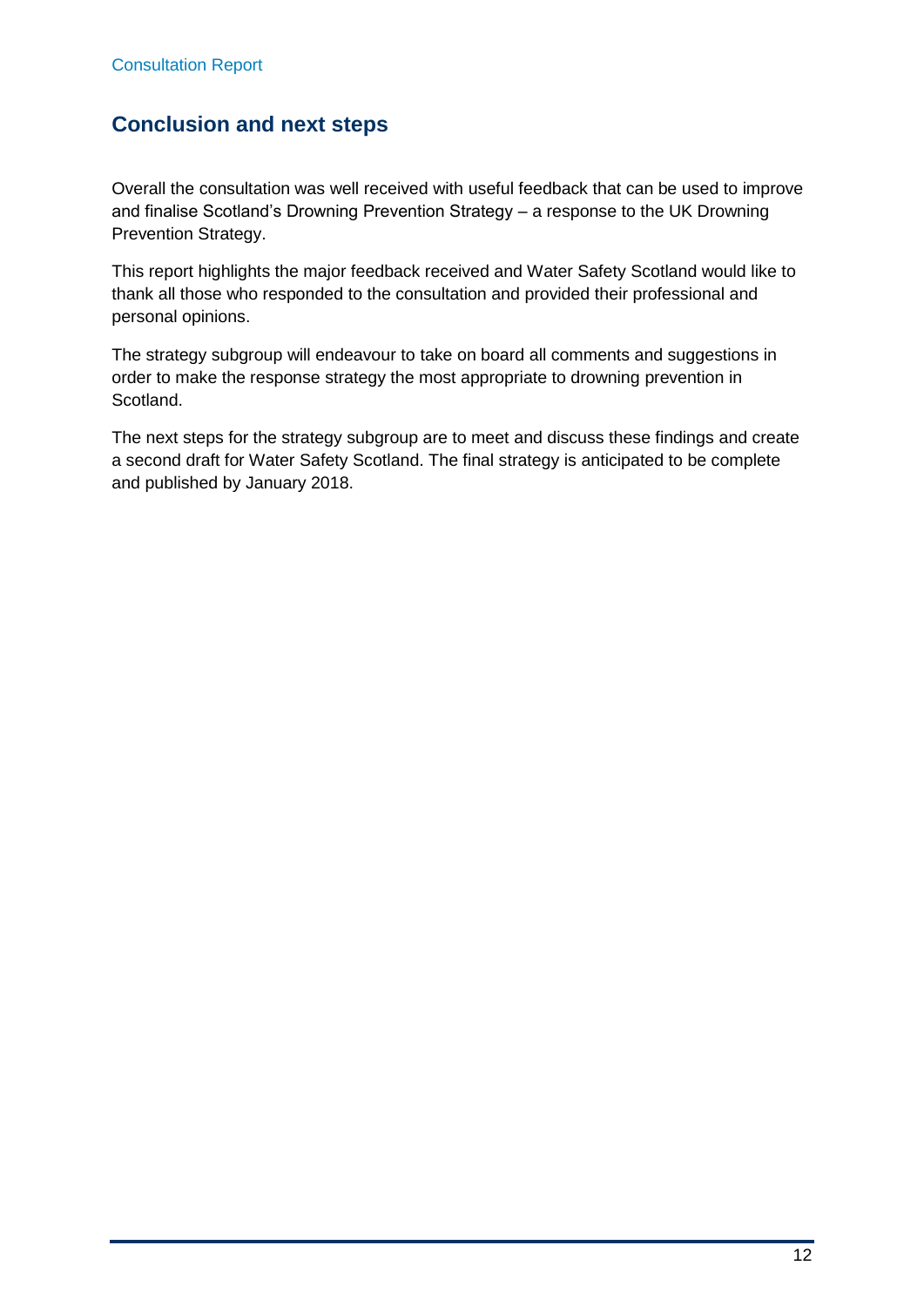## Conclusion and next steps

Overall the consultation was well received with useful feedback that can be used to improve and finalise Scotland's Drowning Prevention Strategy – a response to the UK Drowning Prevention Strategy.

This report highlights the major feedback received and Water Safety Scotland would like to thank all those who responded to the consultation and provided their professional and personal opinions.

The strategy subgroup will endeavour to take on board all comments and suggestions in order to make the response strategy the most appropriate to drowning prevention in Scotland.

The next steps for the strategy subgroup are to meet and discuss these findings and create a second draft for Water Safety Scotland. The final strategy is anticipated to be complete and published by January 2018.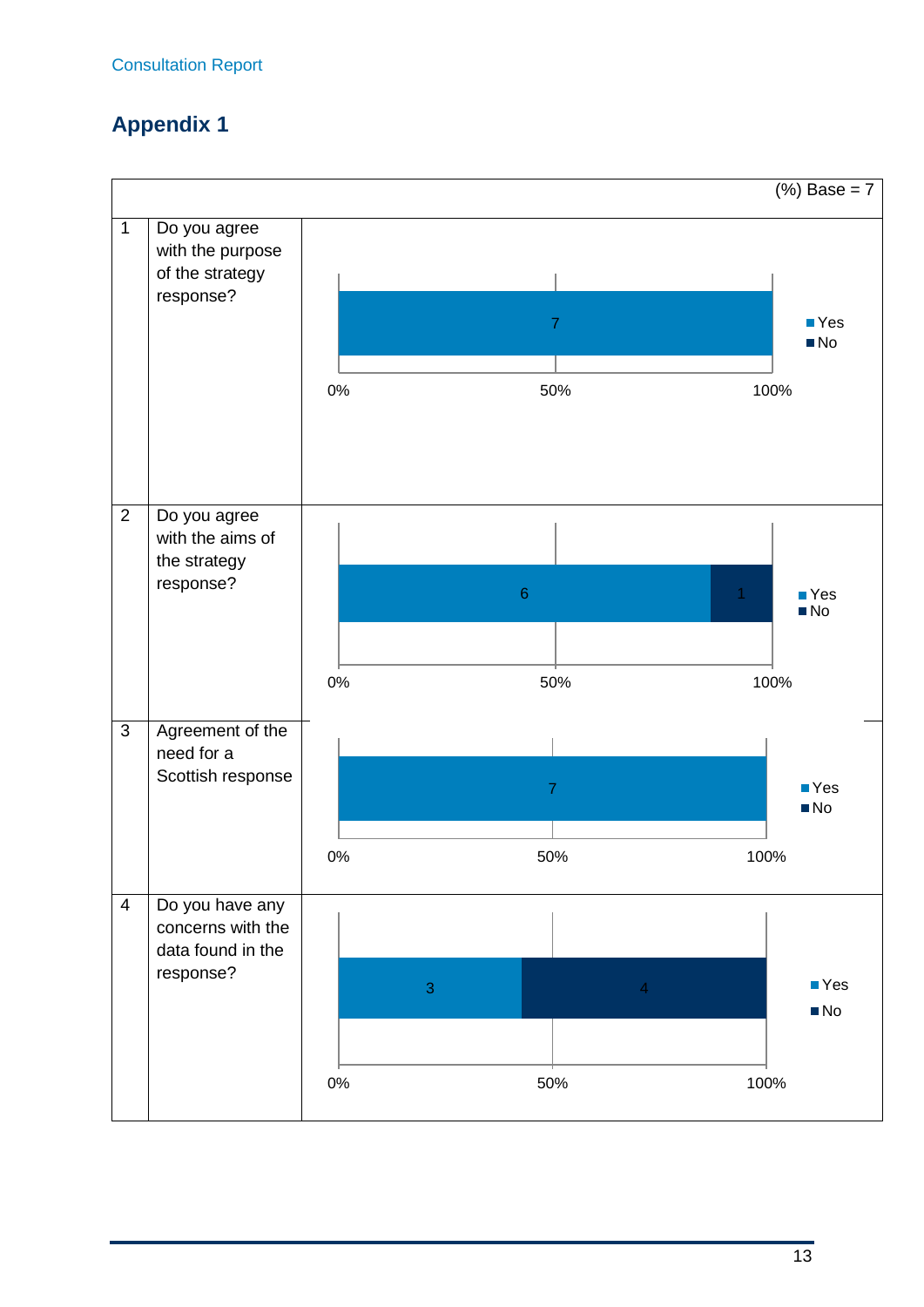# Appendix 1

| | | (%) Base = 7 | | |
|---|---|---|---|---|
| | | Yes | No | |
| 1 | Do you agree with the purpose of the strategy response? | 7 | | |
| 2 | Do you agree with the aims of the strategy response? | 6 | 1 | |
| 3 | Agreement of the need for a Scottish response | 7 | | |
| 4 | Do you have any concerns with the data found in the response? | 3 | 4 | |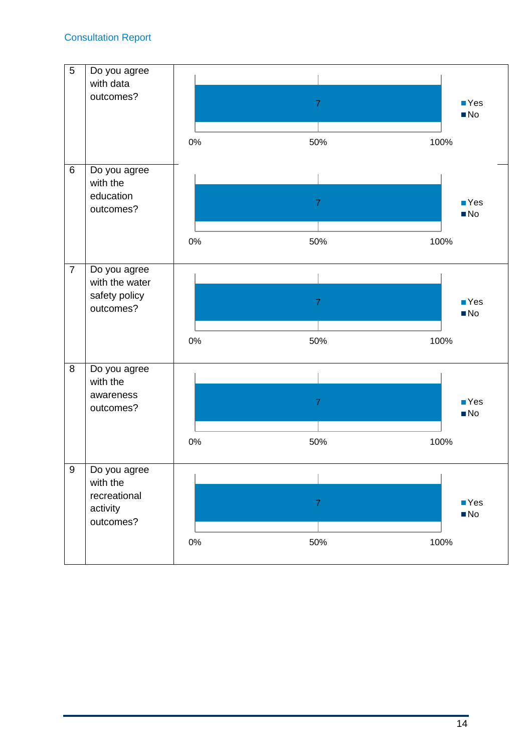| 5 | Do you agree with data outcomes? | Yes: 7 (100%); No: 0 |
|---|---|---|
| 6 | Do you agree with the education outcomes? | Yes: 7 (100%); No: 0 |
| 7 | Do you agree with the water safety policy outcomes? | Yes: 7 (100%); No: 0 |
| 8 | Do you agree with the awareness outcomes? | Yes: 7 (100%); No: 0 |
| 9 | Do you agree with the recreational activity outcomes? | Yes: 7 (100%); No: 0 |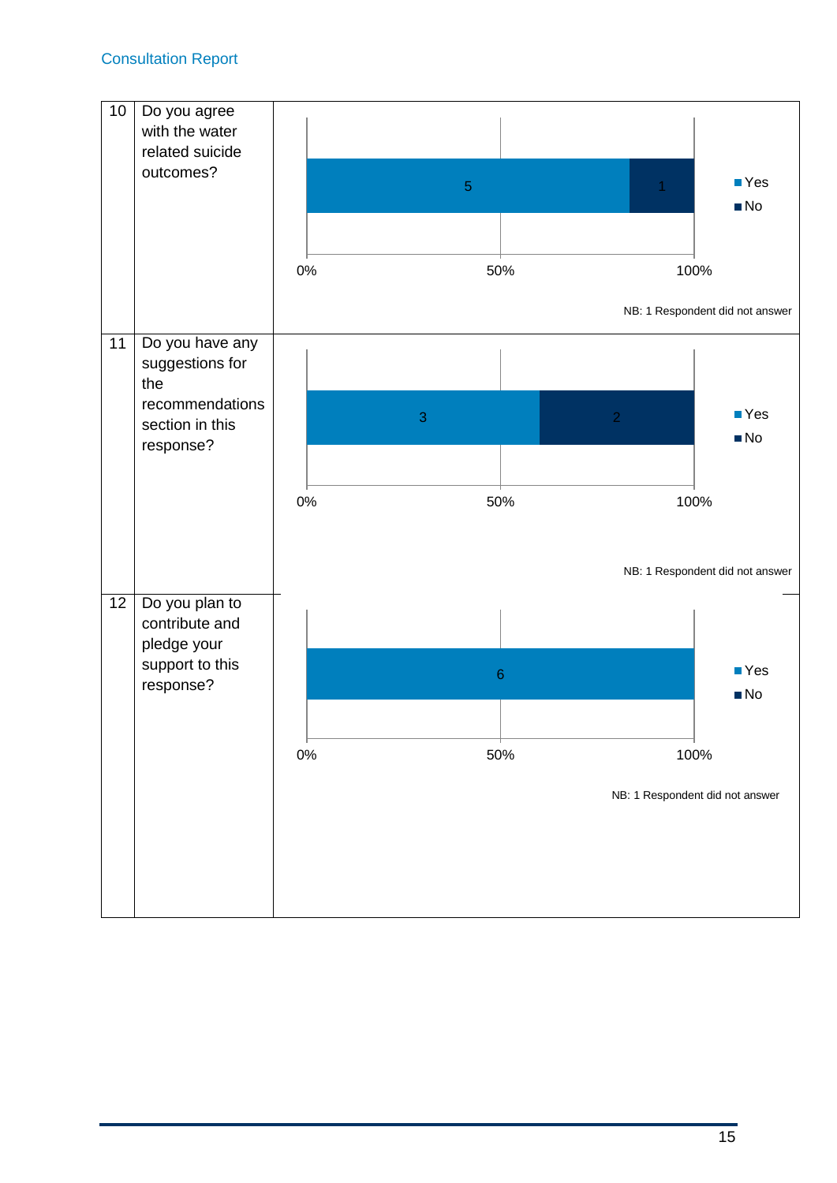| | | |
|---|---|---|
| 10 | Do you agree with the water related suicide outcomes? | Yes: 5; No: 1 (0% – 50% – 100%)<br>NB: 1 Respondent did not answer |
| 11 | Do you have any suggestions for the recommendations section in this response? | Yes: 3; No: 2 (0% – 50% – 100%)<br>NB: 1 Respondent did not answer |
| 12 | Do you plan to contribute and pledge your support to this response? | Yes: 6 (0% – 50% – 100%)<br>NB: 1 Respondent did not answer |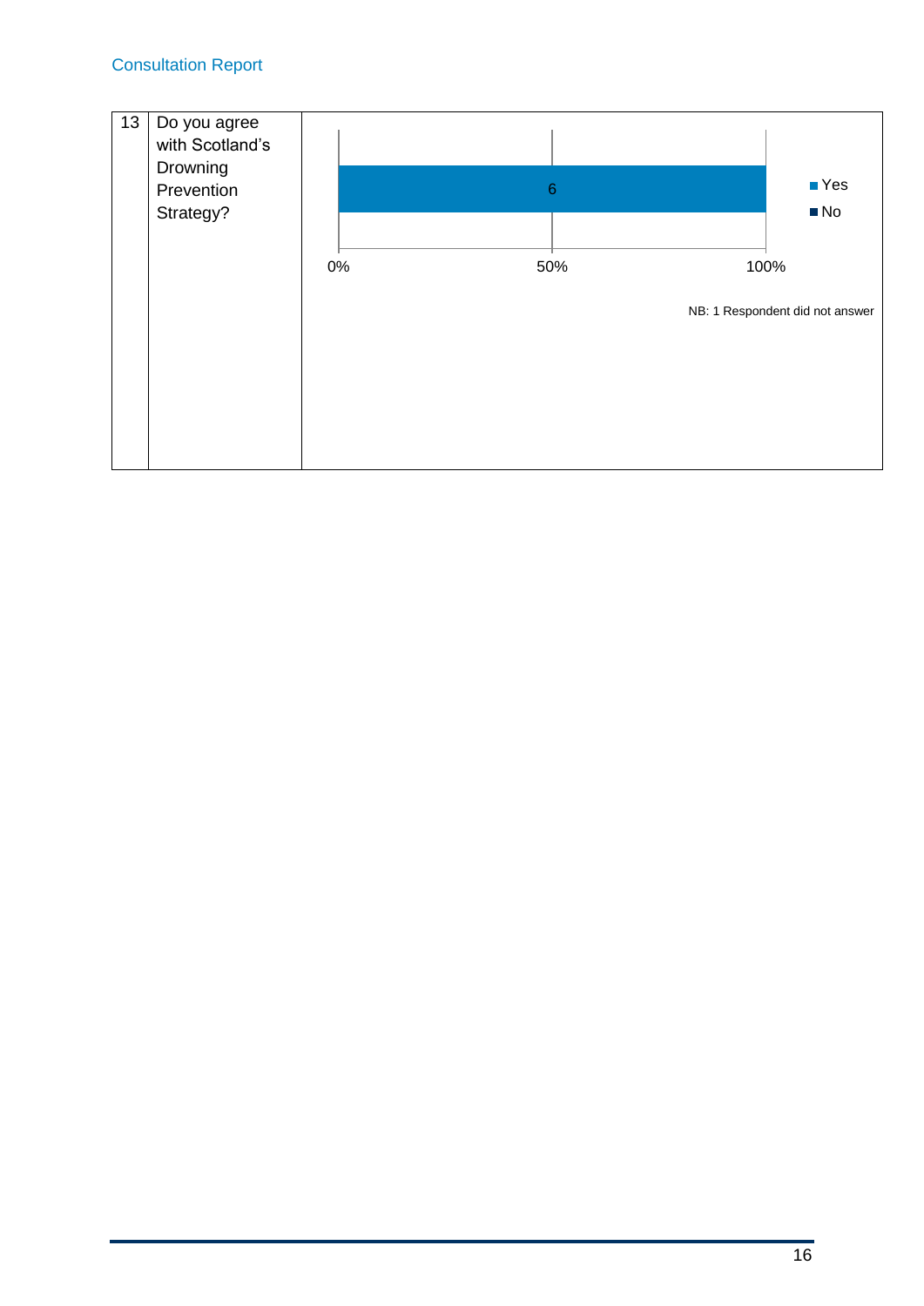| | | |
|---|---|---|
| 13 | Do you agree with Scotland's Drowning Prevention Strategy? | 6<br>0% 50% 100%<br>Yes<br>No<br>NB: 1 Respondent did not answer |